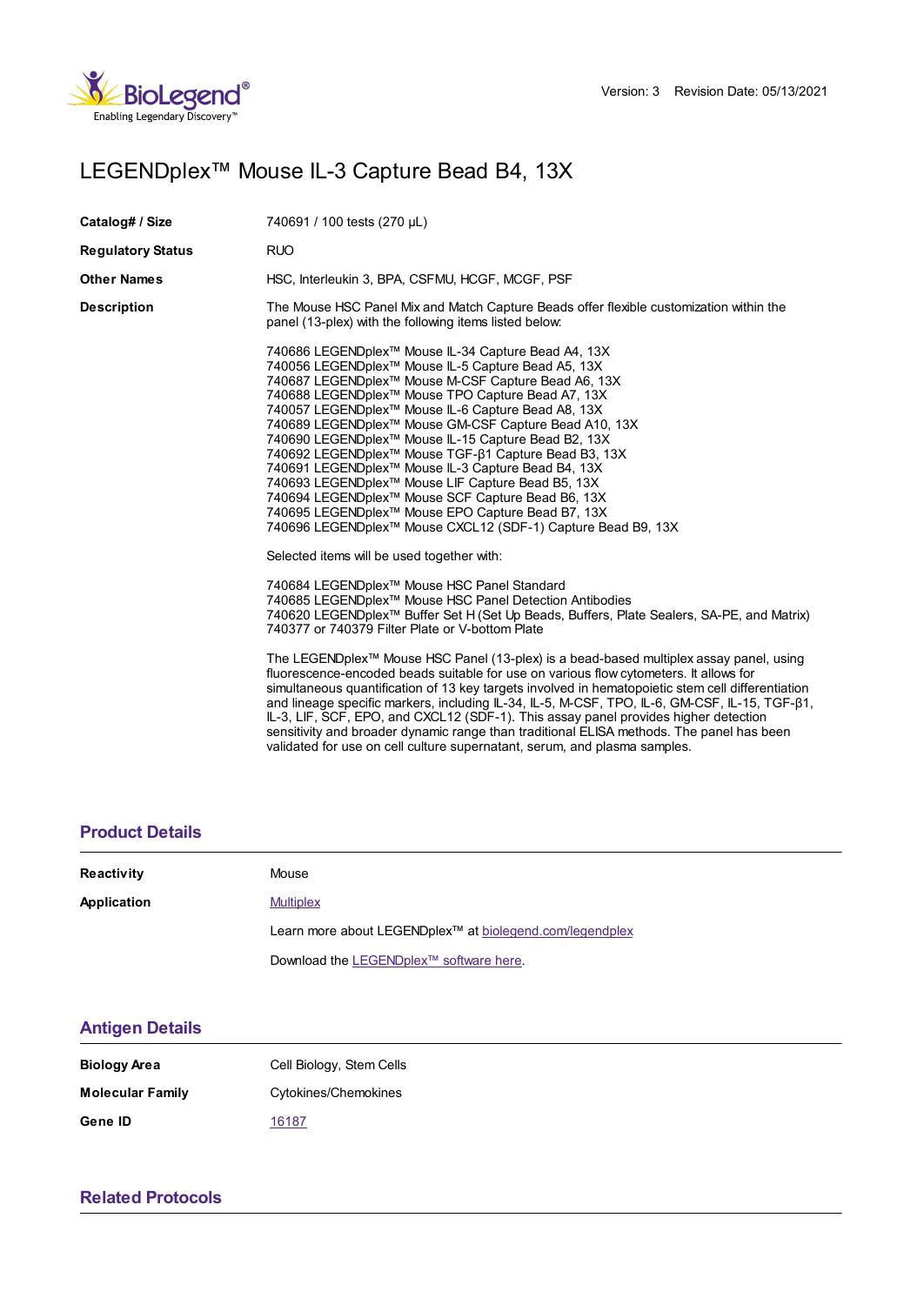Version: 3    Revision Date: 05/13/2021

# LEGENDplex™ Mouse IL-3 Capture Bead B4, 13X

| | |
|---|---|
| **Catalog# / Size** | 740691 / 100 tests (270 µL) |
| **Regulatory Status** | RUO |
| **Other Names** | HSC, Interleukin 3, BPA, CSFMU, HCGF, MCGF, PSF |
| **Description** | The Mouse HSC Panel Mix and Match Capture Beads offer flexible customization within the panel (13-plex) with the following items listed below: |

740686 LEGENDplex™ Mouse IL-34 Capture Bead A4, 13X
740056 LEGENDplex™ Mouse IL-5 Capture Bead A5, 13X
740687 LEGENDplex™ Mouse M-CSF Capture Bead A6, 13X
740688 LEGENDplex™ Mouse TPO Capture Bead A7, 13X
740057 LEGENDplex™ Mouse IL-6 Capture Bead A8, 13X
740689 LEGENDplex™ Mouse GM-CSF Capture Bead A10, 13X
740690 LEGENDplex™ Mouse IL-15 Capture Bead B2, 13X
740692 LEGENDplex™ Mouse TGF-β1 Capture Bead B3, 13X
740691 LEGENDplex™ Mouse IL-3 Capture Bead B4, 13X
740693 LEGENDplex™ Mouse LIF Capture Bead B5, 13X
740694 LEGENDplex™ Mouse SCF Capture Bead B6, 13X
740695 LEGENDplex™ Mouse EPO Capture Bead B7, 13X
740696 LEGENDplex™ Mouse CXCL12 (SDF-1) Capture Bead B9, 13X

Selected items will be used together with:

740684 LEGENDplex™ Mouse HSC Panel Standard
740685 LEGENDplex™ Mouse HSC Panel Detection Antibodies
740620 LEGENDplex™ Buffer Set H (Set Up Beads, Buffers, Plate Sealers, SA-PE, and Matrix)
740377 or 740379 Filter Plate or V-bottom Plate

The LEGENDplex™ Mouse HSC Panel (13-plex) is a bead-based multiplex assay panel, using fluorescence-encoded beads suitable for use on various flow cytometers. It allows for simultaneous quantification of 13 key targets involved in hematopoietic stem cell differentiation and lineage specific markers, including IL-34, IL-5, M-CSF, TPO, IL-6, GM-CSF, IL-15, TGF-β1, IL-3, LIF, SCF, EPO, and CXCL12 (SDF-1). This assay panel provides higher detection sensitivity and broader dynamic range than traditional ELISA methods. The panel has been validated for use on cell culture supernatant, serum, and plasma samples.

## Product Details

| | |
|---|---|
| **Reactivity** | Mouse |
| **Application** | Multiplex |

Learn more about LEGENDplex™ at biolegend.com/legendplex

Download the LEGENDplex™ software here.

## Antigen Details

| | |
|---|---|
| **Biology Area** | Cell Biology, Stem Cells |
| **Molecular Family** | Cytokines/Chemokines |
| **Gene ID** | 16187 |

## Related Protocols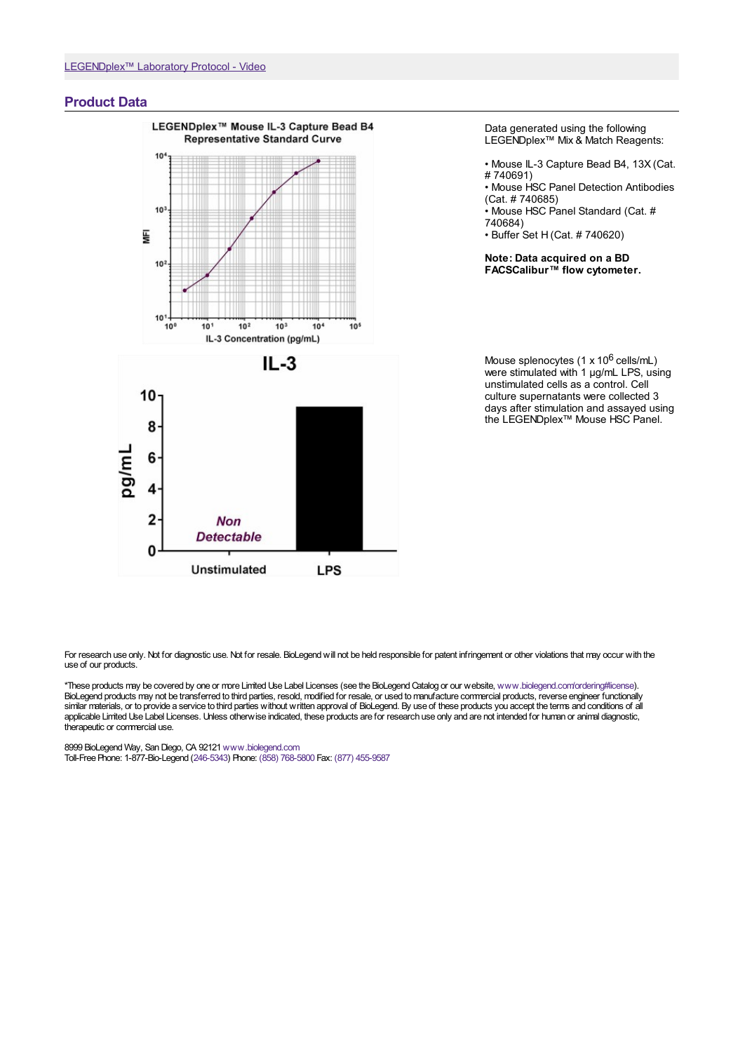LEGENDplex™ Laboratory Protocol - Video

## Product Data

LEGENDplex™ Mouse IL-3 Capture Bead B4
Representative Standard Curve

MFI

$10^4$
$10^3$
$10^2$
$10^1$

$10^0$ $10^1$ $10^2$ $10^3$ $10^4$ $10^5$

IL-3 Concentration (pg/mL)

Data generated using the following LEGENDplex™ Mix & Match Reagents:

- Mouse IL-3 Capture Bead B4, 13X (Cat. # 740691)
- Mouse HSC Panel Detection Antibodies (Cat. # 740685)
- Mouse HSC Panel Standard (Cat. # 740684)
- Buffer Set H (Cat. # 740620)

**Note: Data acquired on a BD FACSCalibur™ flow cytometer.**

IL-3

pg/mL

10
8
6
4
2
0

*Non Detectable*

Unstimulated

LPS

Mouse splenocytes (1 x $10^6$ cells/mL) were stimulated with 1 µg/mL LPS, using unstimulated cells as a control. Cell culture supernatants were collected 3 days after stimulation and assayed using the LEGENDplex™ Mouse HSC Panel.

For research use only. Not for diagnostic use. Not for resale. BioLegend will not be held responsible for patent infringement or other violations that may occur with the use of our products.

*These products may be covered by one or more Limited Use Label Licenses (see the BioLegend Catalog or our website, www.biolegend.com/ordering#license). BioLegend products may not be transferred to third parties, resold, modified for resale, or used to manufacture commercial products, reverse engineer functionally similar materials, or to provide a service to third parties without written approval of BioLegend. By use of these products you accept the terms and conditions of all applicable Limited Use Label Licenses. Unless otherwise indicated, these products are for research use only and are not intended for human or animal diagnostic, therapeutic or commercial use.

8999 BioLegend Way, San Diego, CA 92121 www.biolegend.com
Toll-Free Phone: 1-877-Bio-Legend (246-5343) Phone: (858) 768-5800 Fax: (877) 455-9587